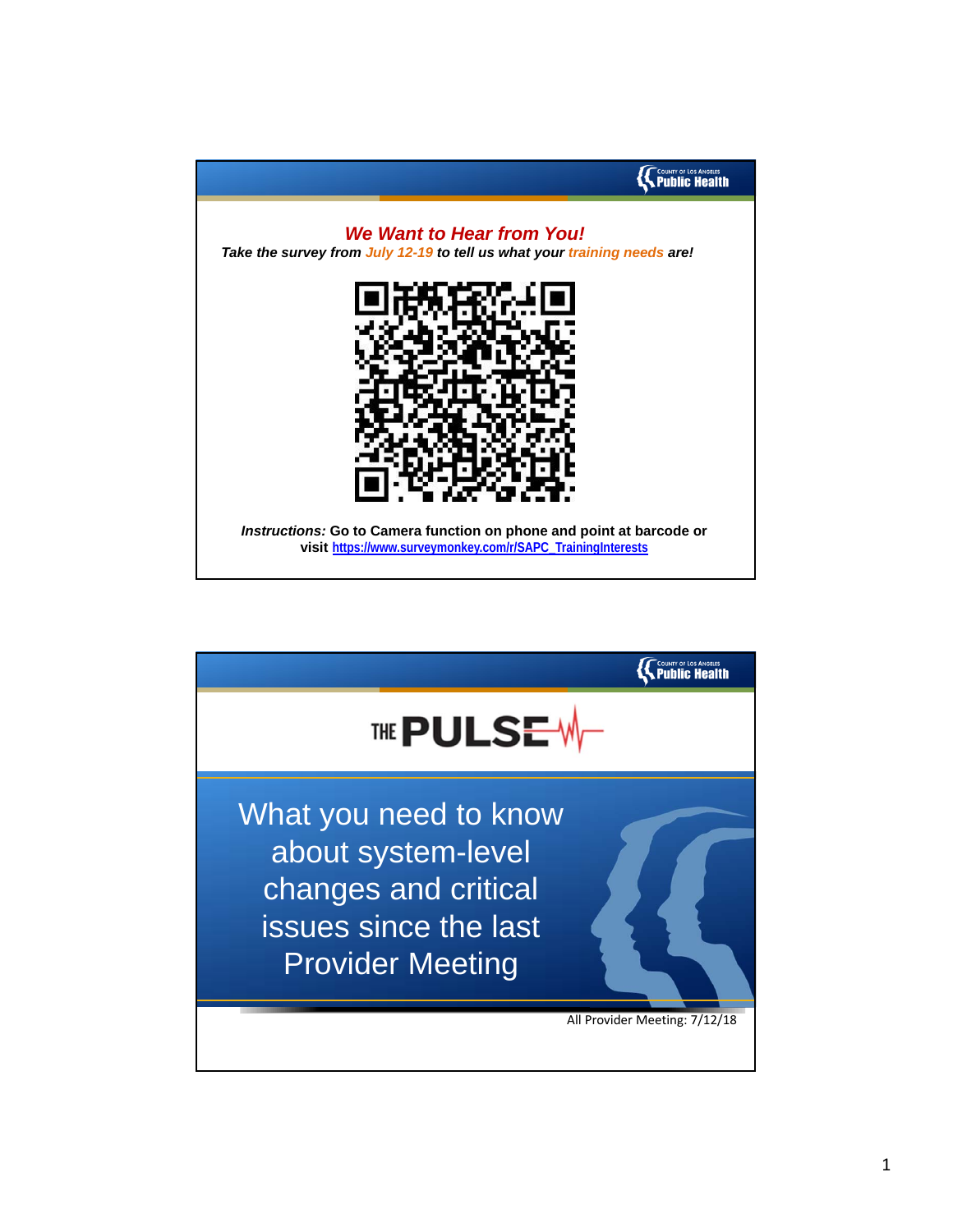## We Want to Hear from You!

***Take the survey from July 12-19 to tell us what your training needs are!***

***Instructions:*** **Go to Camera function on phone and point at barcode or visit** https://www.surveymonkey.com/r/SAPC_TrainingInterests

---

# THE PULSE

## What you need to know about system-level changes and critical issues since the last Provider Meeting

All Provider Meeting: 7/12/18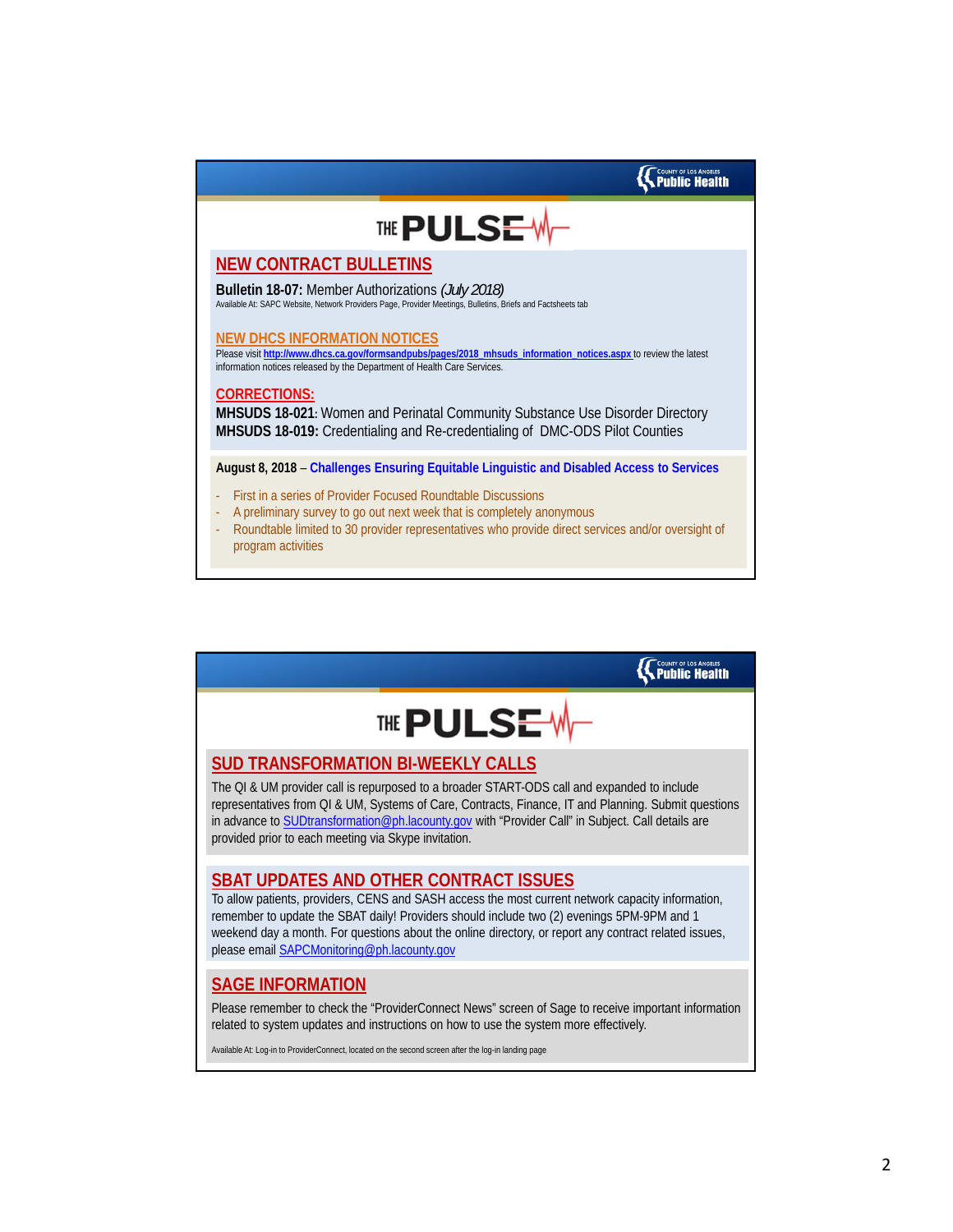COUNTY OF LOS ANGELES Public Health

# THE PULSE

## NEW CONTRACT BULLETINS

**Bulletin 18-07:** Member Authorizations *(July 2018)*

Available At: SAPC Website, Network Providers Page, Provider Meetings, Bulletins, Briefs and Factsheets tab

## NEW DHCS INFORMATION NOTICES

Please visit **http://www.dhcs.ca.gov/formsandpubs/pages/2018_mhsuds_information_notices.aspx** to review the latest information notices released by the Department of Health Care Services.

## CORRECTIONS:

**MHSUDS 18-021**: Women and Perinatal Community Substance Use Disorder Directory
**MHSUDS 18-019:** Credentialing and Re-credentialing of DMC-ODS Pilot Counties

**August 8, 2018** – **Challenges Ensuring Equitable Linguistic and Disabled Access to Services**

- First in a series of Provider Focused Roundtable Discussions
- A preliminary survey to go out next week that is completely anonymous
- Roundtable limited to 30 provider representatives who provide direct services and/or oversight of program activities

COUNTY OF LOS ANGELES Public Health

# THE PULSE

## SUD TRANSFORMATION BI-WEEKLY CALLS

The QI & UM provider call is repurposed to a broader START-ODS call and expanded to include representatives from QI & UM, Systems of Care, Contracts, Finance, IT and Planning. Submit questions in advance to SUDtransformation@ph.lacounty.gov with "Provider Call" in Subject. Call details are provided prior to each meeting via Skype invitation.

## SBAT UPDATES AND OTHER CONTRACT ISSUES

To allow patients, providers, CENS and SASH access the most current network capacity information, remember to update the SBAT daily! Providers should include two (2) evenings 5PM-9PM and 1 weekend day a month. For questions about the online directory, or report any contract related issues, please email SAPCMonitoring@ph.lacounty.gov

## SAGE INFORMATION

Please remember to check the "ProviderConnect News" screen of Sage to receive important information related to system updates and instructions on how to use the system more effectively.

Available At: Log-in to ProviderConnect, located on the second screen after the log-in landing page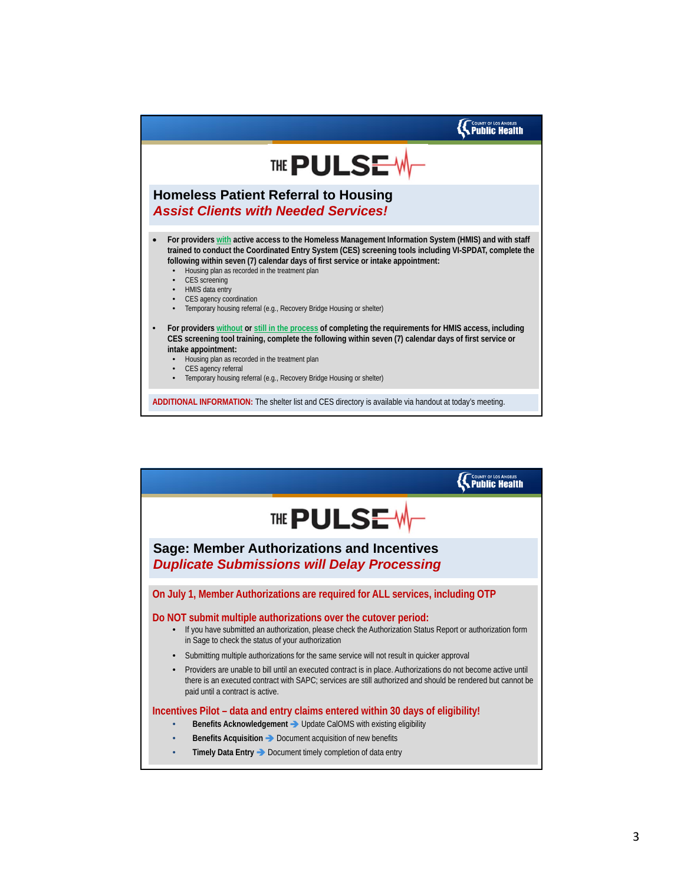COUNTY OF LOS ANGELES Public Health

THE PULSE

## Homeless Patient Referral to Housing
### *Assist Clients with Needed Services!*

- **For providers with active access to the Homeless Management Information System (HMIS) and with staff trained to conduct the Coordinated Entry System (CES) screening tools including VI-SPDAT, complete the following within seven (7) calendar days of first service or intake appointment:**
  - Housing plan as recorded in the treatment plan
  - CES screening
  - HMIS data entry
  - CES agency coordination
  - Temporary housing referral (e.g., Recovery Bridge Housing or shelter)

- **For providers without or still in the process of completing the requirements for HMIS access, including CES screening tool training, complete the following within seven (7) calendar days of first service or intake appointment:**
  - Housing plan as recorded in the treatment plan
  - CES agency referral
  - Temporary housing referral (e.g., Recovery Bridge Housing or shelter)

**ADDITIONAL INFORMATION:** The shelter list and CES directory is available via handout at today's meeting.

COUNTY OF LOS ANGELES Public Health

THE PULSE

## Sage: Member Authorizations and Incentives
### *Duplicate Submissions will Delay Processing*

**On July 1, Member Authorizations are required for ALL services, including OTP**

**Do NOT submit multiple authorizations over the cutover period:**

- If you have submitted an authorization, please check the Authorization Status Report or authorization form in Sage to check the status of your authorization
- Submitting multiple authorizations for the same service will not result in quicker approval
- Providers are unable to bill until an executed contract is in place. Authorizations do not become active until there is an executed contract with SAPC; services are still authorized and should be rendered but cannot be paid until a contract is active.

**Incentives Pilot – data and entry claims entered within 30 days of eligibility!**

- **Benefits Acknowledgement** → Update CalOMS with existing eligibility
- **Benefits Acquisition** → Document acquisition of new benefits
- **Timely Data Entry** → Document timely completion of data entry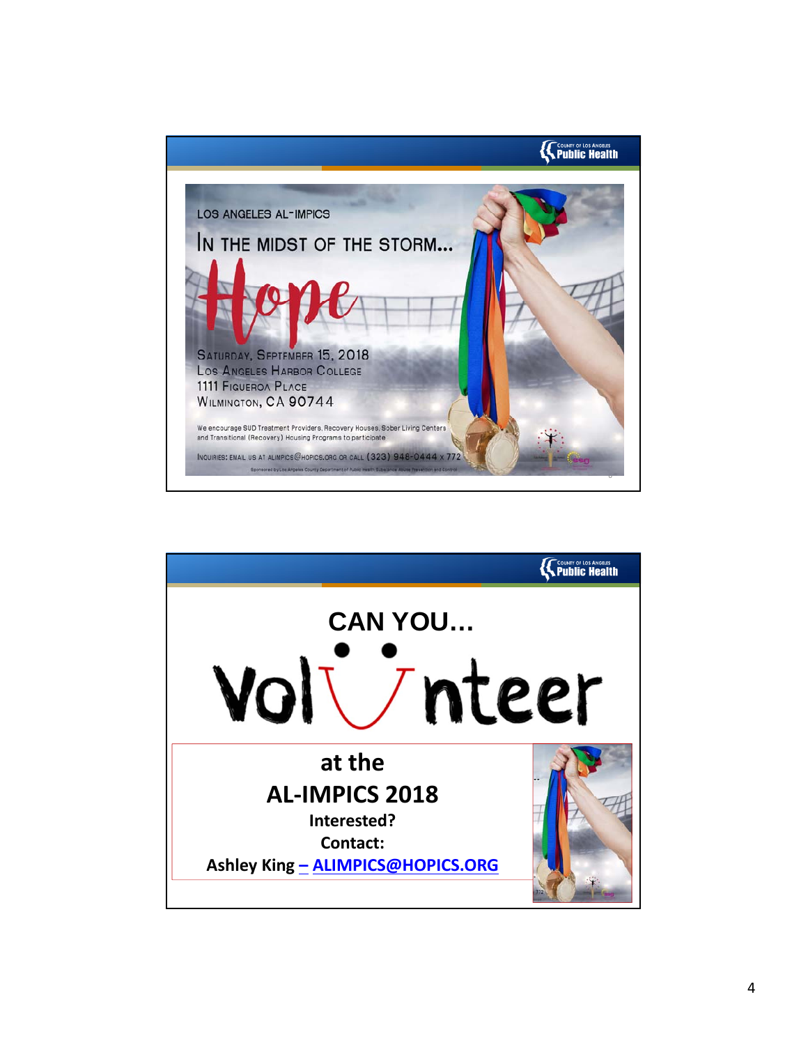LOS ANGELES AL-IMPICS

IN THE MIDST OF THE STORM...

# Hope

SATURDAY, SEPTEMBER 15, 2018
LOS ANGELES HARBOR COLLEGE
1111 FIGUEROA PLACE
WILMINGTON, CA 90744

We encourage SUD Treatment Providers, Recovery Houses, Sober Living Centers and Transitional (Recovery) Housing Programs to participate

INQUIRIES: EMAIL US AT ALIMPICS@HOPICS.ORG OR CALL (323) 948-0444 x 772

Sponsored by Los Angeles County Department of Public Health Substance Abuse Prevention and Control

---

# CAN YOU...

# Volunteer

## at the

## AL-IMPICS 2018

**Interested?**

**Contact:**

**Ashley King – ALIMPICS@HOPICS.ORG**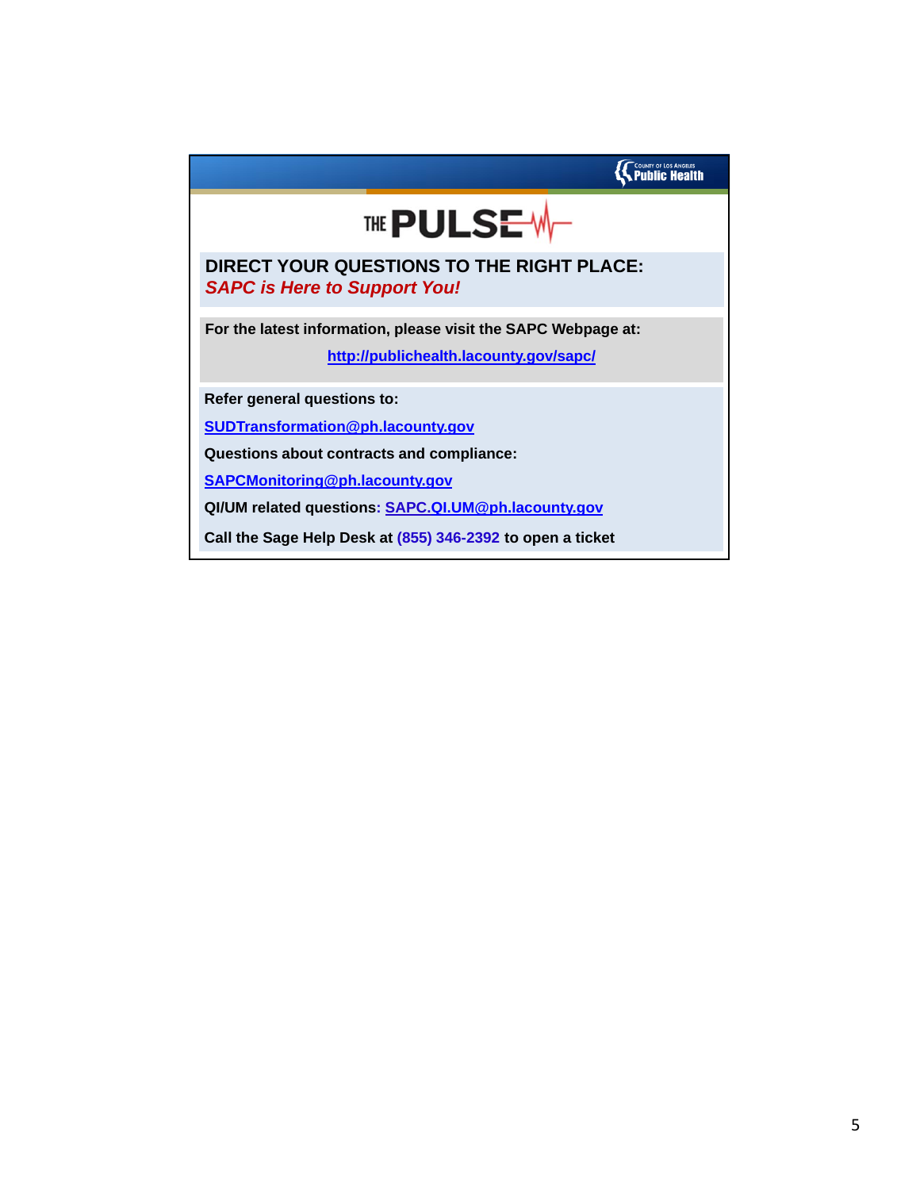COUNTY OF LOS ANGELES Public Health

# THE PULSE

## DIRECT YOUR QUESTIONS TO THE RIGHT PLACE:
***SAPC is Here to Support You!***

**For the latest information, please visit the SAPC Webpage at:**

**http://publichealth.lacounty.gov/sapc/**

**Refer general questions to:**

**SUDTransformation@ph.lacounty.gov**

**Questions about contracts and compliance:**

**SAPCMonitoring@ph.lacounty.gov**

**QI/UM related questions: SAPC.QI.UM@ph.lacounty.gov**

**Call the Sage Help Desk at (855) 346-2392 to open a ticket**